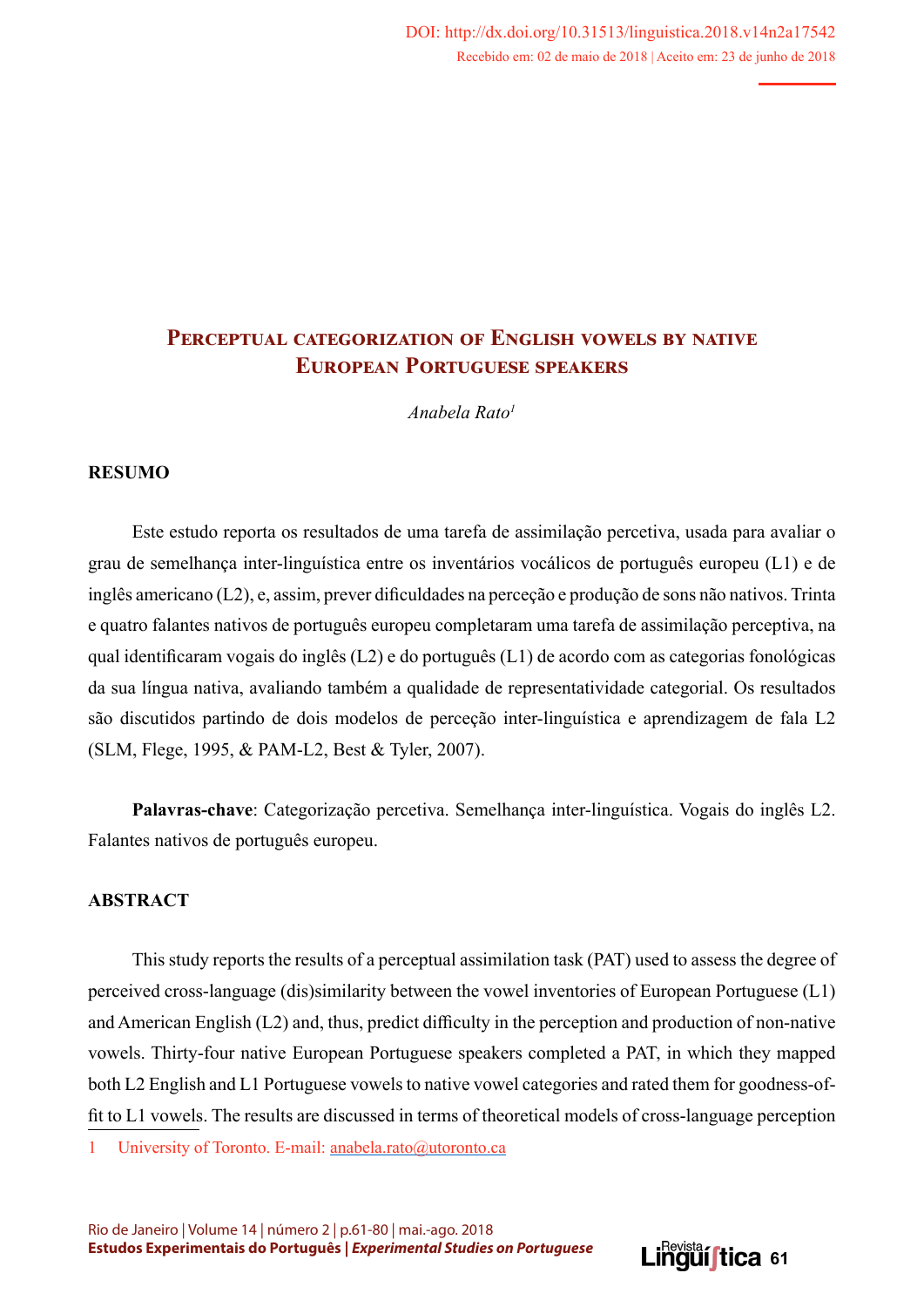DOI: http://dx.doi.org/10.31513/linguistica.2018.v14n2a17542

Recebido em: 02 de maio de 2018 | Aceito em: 23 de junho de 2018

# Perceptual categorization of English vowels by native European Portuguese speakers

*Anabela Rato*[1]

## RESUMO

Este estudo reporta os resultados de uma tarefa de assimilação percetiva, usada para avaliar o grau de semelhança inter-linguística entre os inventários vocálicos de português europeu (L1) e de inglês americano (L2), e, assim, prever dificuldades na perceção e produção de sons não nativos. Trinta e quatro falantes nativos de português europeu completaram uma tarefa de assimilação perceptiva, na qual identificaram vogais do inglês (L2) e do português (L1) de acordo com as categorias fonológicas da sua língua nativa, avaliando também a qualidade de representatividade categorial. Os resultados são discutidos partindo de dois modelos de perceção inter-linguística e aprendizagem de fala L2 (SLM, Flege, 1995, & PAM-L2, Best & Tyler, 2007).

**Palavras-chave**: Categorização percetiva. Semelhança inter-linguística. Vogais do inglês L2. Falantes nativos de português europeu.

## ABSTRACT

This study reports the results of a perceptual assimilation task (PAT) used to assess the degree of perceived cross-language (dis)similarity between the vowel inventories of European Portuguese (L1) and American English (L2) and, thus, predict difficulty in the perception and production of non-native vowels. Thirty-four native European Portuguese speakers completed a PAT, in which they mapped both L2 English and L1 Portuguese vowels to native vowel categories and rated them for goodness-of-fit to L1 vowels. The results are discussed in terms of theoretical models of cross-language perception

[1] University of Toronto. E-mail: anabela.rato@utoronto.ca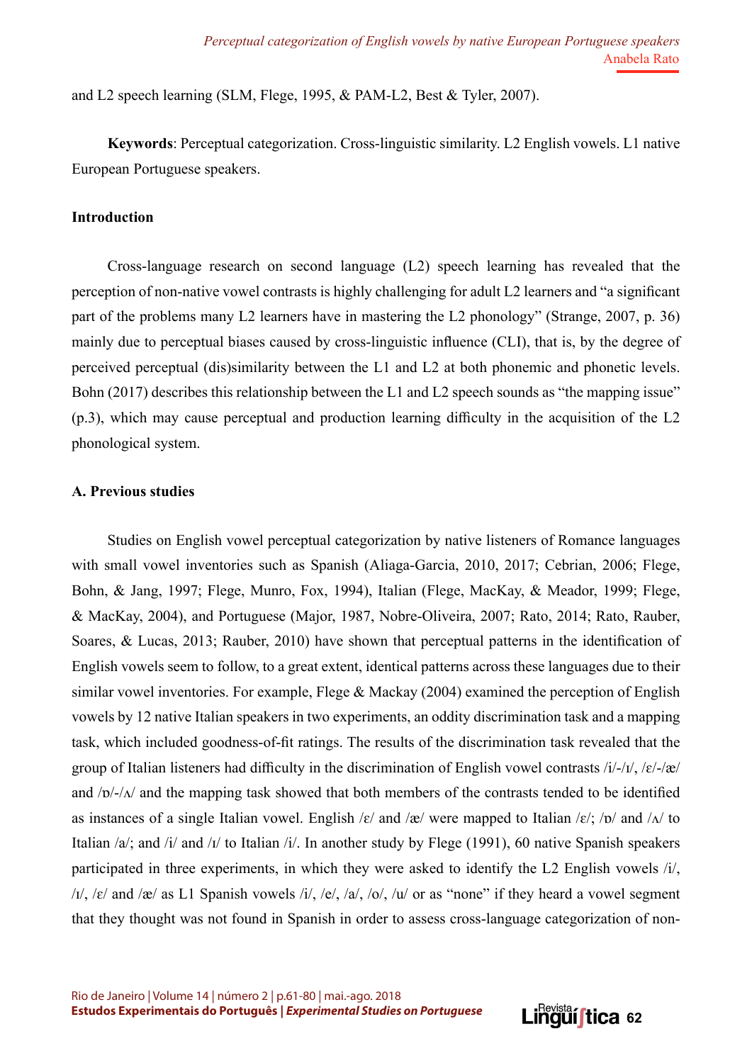and L2 speech learning (SLM, Flege, 1995, & PAM-L2, Best & Tyler, 2007).

**Keywords**: Perceptual categorization. Cross-linguistic similarity. L2 English vowels. L1 native European Portuguese speakers.

## Introduction

Cross-language research on second language (L2) speech learning has revealed that the perception of non-native vowel contrasts is highly challenging for adult L2 learners and "a significant part of the problems many L2 learners have in mastering the L2 phonology" (Strange, 2007, p. 36) mainly due to perceptual biases caused by cross-linguistic influence (CLI), that is, by the degree of perceived perceptual (dis)similarity between the L1 and L2 at both phonemic and phonetic levels. Bohn (2017) describes this relationship between the L1 and L2 speech sounds as "the mapping issue" (p.3), which may cause perceptual and production learning difficulty in the acquisition of the L2 phonological system.

### A. Previous studies

Studies on English vowel perceptual categorization by native listeners of Romance languages with small vowel inventories such as Spanish (Aliaga-Garcia, 2010, 2017; Cebrian, 2006; Flege, Bohn, & Jang, 1997; Flege, Munro, Fox, 1994), Italian (Flege, MacKay, & Meador, 1999; Flege, & MacKay, 2004), and Portuguese (Major, 1987, Nobre-Oliveira, 2007; Rato, 2014; Rato, Rauber, Soares, & Lucas, 2013; Rauber, 2010) have shown that perceptual patterns in the identification of English vowels seem to follow, to a great extent, identical patterns across these languages due to their similar vowel inventories. For example, Flege & Mackay (2004) examined the perception of English vowels by 12 native Italian speakers in two experiments, an oddity discrimination task and a mapping task, which included goodness-of-fit ratings. The results of the discrimination task revealed that the group of Italian listeners had difficulty in the discrimination of English vowel contrasts /i/-/ɪ/, /ɛ/-/æ/ and /ɒ/-/ʌ/ and the mapping task showed that both members of the contrasts tended to be identified as instances of a single Italian vowel. English /ɛ/ and /æ/ were mapped to Italian /ɛ/; /ɒ/ and /ʌ/ to Italian /a/; and /i/ and /ɪ/ to Italian /i/. In another study by Flege (1991), 60 native Spanish speakers participated in three experiments, in which they were asked to identify the L2 English vowels /i/, /ɪ/, /ɛ/ and /æ/ as L1 Spanish vowels /i/, /e/, /a/, /o/, /u/ or as "none" if they heard a vowel segment that they thought was not found in Spanish in order to assess cross-language categorization of non-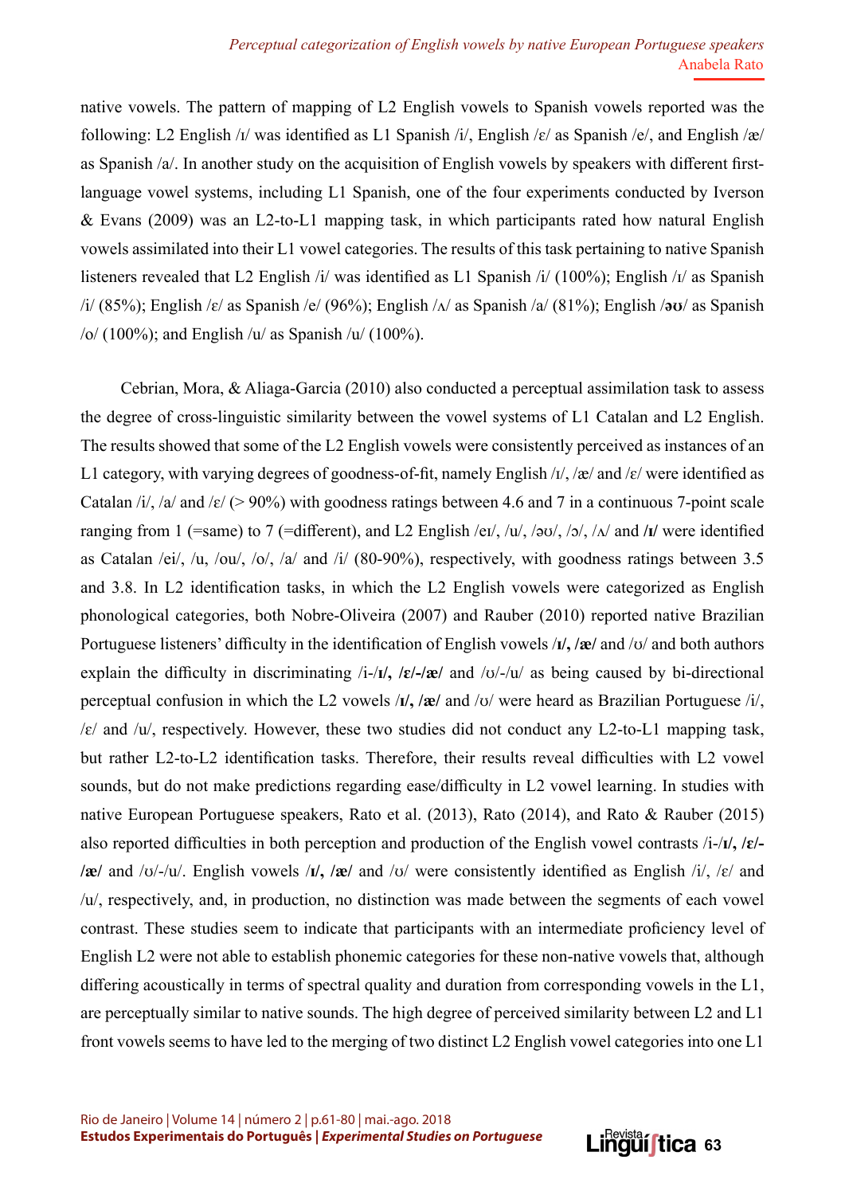native vowels. The pattern of mapping of L2 English vowels to Spanish vowels reported was the following: L2 English /ɪ/ was identified as L1 Spanish /i/, English /ɛ/ as Spanish /e/, and English /æ/ as Spanish /a/. In another study on the acquisition of English vowels by speakers with different first-language vowel systems, including L1 Spanish, one of the four experiments conducted by Iverson & Evans (2009) was an L2-to-L1 mapping task, in which participants rated how natural English vowels assimilated into their L1 vowel categories. The results of this task pertaining to native Spanish listeners revealed that L2 English /i/ was identified as L1 Spanish /i/ (100%); English /ɪ/ as Spanish /i/ (85%); English /ɛ/ as Spanish /e/ (96%); English /ʌ/ as Spanish /a/ (81%); English /**əʊ**/ as Spanish /o/ (100%); and English /u/ as Spanish /u/ (100%).

Cebrian, Mora, & Aliaga-Garcia (2010) also conducted a perceptual assimilation task to assess the degree of cross-linguistic similarity between the vowel systems of L1 Catalan and L2 English. The results showed that some of the L2 English vowels were consistently perceived as instances of an L1 category, with varying degrees of goodness-of-fit, namely English /ɪ/, /æ/ and /ɛ/ were identified as Catalan /i/, /a/ and /ɛ/ (> 90%) with goodness ratings between 4.6 and 7 in a continuous 7-point scale ranging from 1 (=same) to 7 (=different), and L2 English /eɪ/, /u/, /əʊ/, /ɔ/, /ʌ/ and /**ɪ**/ were identified as Catalan /ei/, /u, /ou/, /o/, /a/ and /i/ (80-90%), respectively, with goodness ratings between 3.5 and 3.8. In L2 identification tasks, in which the L2 English vowels were categorized as English phonological categories, both Nobre-Oliveira (2007) and Rauber (2010) reported native Brazilian Portuguese listeners' difficulty in the identification of English vowels /**ɪ**, /**æ**/ and /ʊ/ and both authors explain the difficulty in discriminating /i-/**ɪ**/, /**ɛ**/-/**æ**/ and /ʊ/-/u/ as being caused by bi-directional perceptual confusion in which the L2 vowels /**ɪ**/, /**æ**/ and /ʊ/ were heard as Brazilian Portuguese /i/, /ɛ/ and /u/, respectively. However, these two studies did not conduct any L2-to-L1 mapping task, but rather L2-to-L2 identification tasks. Therefore, their results reveal difficulties with L2 vowel sounds, but do not make predictions regarding ease/difficulty in L2 vowel learning. In studies with native European Portuguese speakers, Rato et al. (2013), Rato (2014), and Rato & Rauber (2015) also reported difficulties in both perception and production of the English vowel contrasts /i-/**ɪ**/, /**ɛ**/-/**æ**/ and /ʊ/-/u/. English vowels /**ɪ**/, /**æ**/ and /ʊ/ were consistently identified as English /i/, /ɛ/ and /u/, respectively, and, in production, no distinction was made between the segments of each vowel contrast. These studies seem to indicate that participants with an intermediate proficiency level of English L2 were not able to establish phonemic categories for these non-native vowels that, although differing acoustically in terms of spectral quality and duration from corresponding vowels in the L1, are perceptually similar to native sounds. The high degree of perceived similarity between L2 and L1 front vowels seems to have led to the merging of two distinct L2 English vowel categories into one L1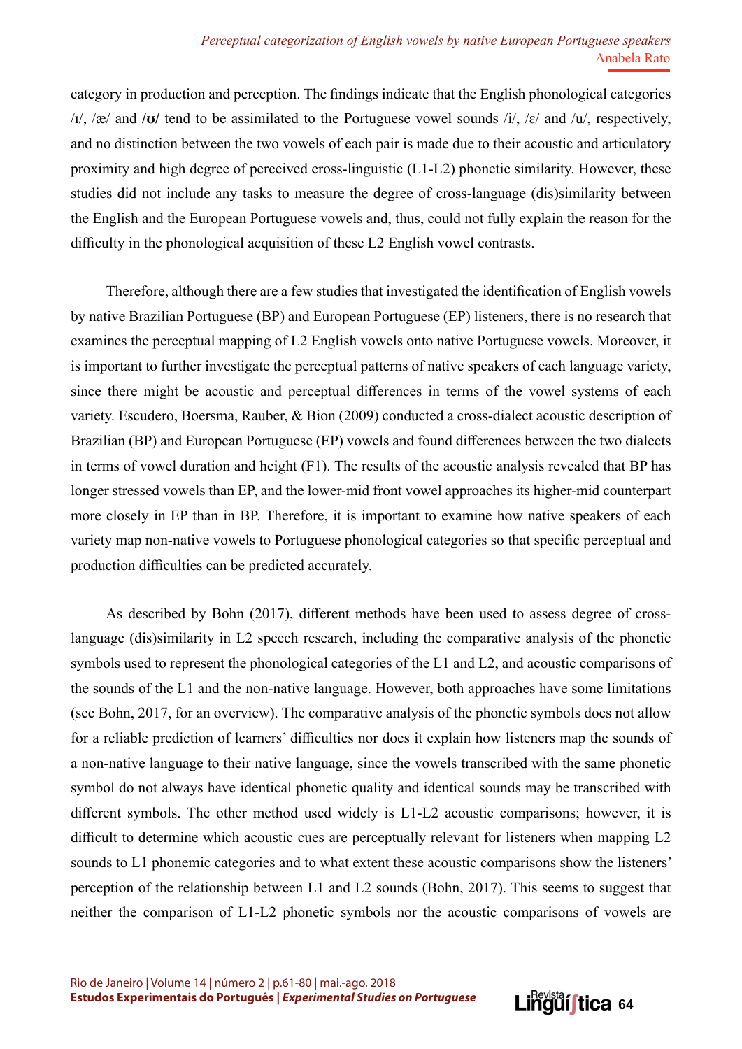category in production and perception. The findings indicate that the English phonological categories /ɪ/, /æ/ and **/ʊ/** tend to be assimilated to the Portuguese vowel sounds /i/, /ɛ/ and /u/, respectively, and no distinction between the two vowels of each pair is made due to their acoustic and articulatory proximity and high degree of perceived cross-linguistic (L1-L2) phonetic similarity. However, these studies did not include any tasks to measure the degree of cross-language (dis)similarity between the English and the European Portuguese vowels and, thus, could not fully explain the reason for the difficulty in the phonological acquisition of these L2 English vowel contrasts.

Therefore, although there are a few studies that investigated the identification of English vowels by native Brazilian Portuguese (BP) and European Portuguese (EP) listeners, there is no research that examines the perceptual mapping of L2 English vowels onto native Portuguese vowels. Moreover, it is important to further investigate the perceptual patterns of native speakers of each language variety, since there might be acoustic and perceptual differences in terms of the vowel systems of each variety. Escudero, Boersma, Rauber, & Bion (2009) conducted a cross-dialect acoustic description of Brazilian (BP) and European Portuguese (EP) vowels and found differences between the two dialects in terms of vowel duration and height (F1). The results of the acoustic analysis revealed that BP has longer stressed vowels than EP, and the lower-mid front vowel approaches its higher-mid counterpart more closely in EP than in BP. Therefore, it is important to examine how native speakers of each variety map non-native vowels to Portuguese phonological categories so that specific perceptual and production difficulties can be predicted accurately.

As described by Bohn (2017), different methods have been used to assess degree of cross-language (dis)similarity in L2 speech research, including the comparative analysis of the phonetic symbols used to represent the phonological categories of the L1 and L2, and acoustic comparisons of the sounds of the L1 and the non-native language. However, both approaches have some limitations (see Bohn, 2017, for an overview). The comparative analysis of the phonetic symbols does not allow for a reliable prediction of learners' difficulties nor does it explain how listeners map the sounds of a non-native language to their native language, since the vowels transcribed with the same phonetic symbol do not always have identical phonetic quality and identical sounds may be transcribed with different symbols. The other method used widely is L1-L2 acoustic comparisons; however, it is difficult to determine which acoustic cues are perceptually relevant for listeners when mapping L2 sounds to L1 phonemic categories and to what extent these acoustic comparisons show the listeners' perception of the relationship between L1 and L2 sounds (Bohn, 2017). This seems to suggest that neither the comparison of L1-L2 phonetic symbols nor the acoustic comparisons of vowels are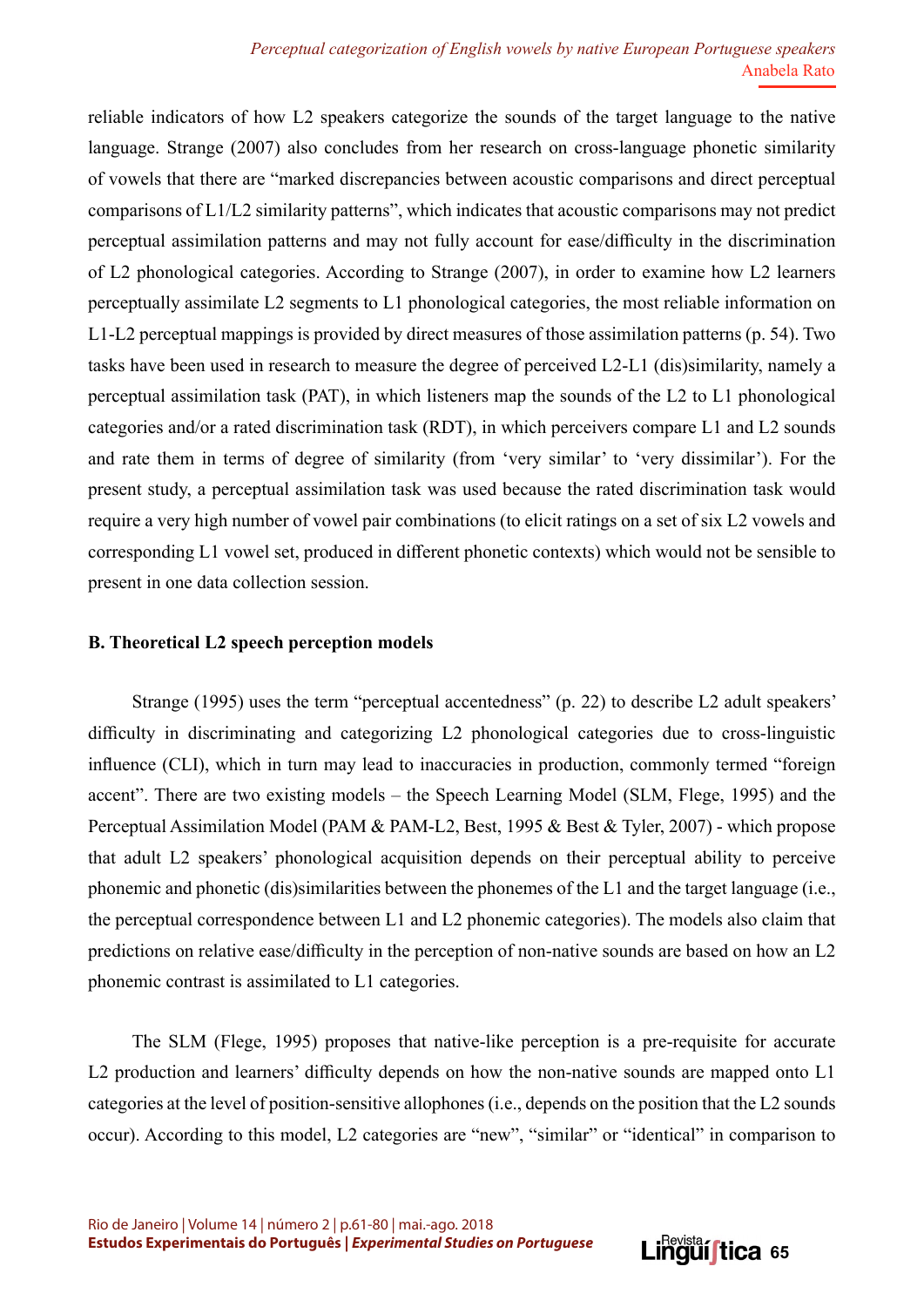reliable indicators of how L2 speakers categorize the sounds of the target language to the native language. Strange (2007) also concludes from her research on cross-language phonetic similarity of vowels that there are "marked discrepancies between acoustic comparisons and direct perceptual comparisons of L1/L2 similarity patterns", which indicates that acoustic comparisons may not predict perceptual assimilation patterns and may not fully account for ease/difficulty in the discrimination of L2 phonological categories. According to Strange (2007), in order to examine how L2 learners perceptually assimilate L2 segments to L1 phonological categories, the most reliable information on L1-L2 perceptual mappings is provided by direct measures of those assimilation patterns (p. 54). Two tasks have been used in research to measure the degree of perceived L2-L1 (dis)similarity, namely a perceptual assimilation task (PAT), in which listeners map the sounds of the L2 to L1 phonological categories and/or a rated discrimination task (RDT), in which perceivers compare L1 and L2 sounds and rate them in terms of degree of similarity (from 'very similar' to 'very dissimilar'). For the present study, a perceptual assimilation task was used because the rated discrimination task would require a very high number of vowel pair combinations (to elicit ratings on a set of six L2 vowels and corresponding L1 vowel set, produced in different phonetic contexts) which would not be sensible to present in one data collection session.

### B. Theoretical L2 speech perception models

Strange (1995) uses the term "perceptual accentedness" (p. 22) to describe L2 adult speakers' difficulty in discriminating and categorizing L2 phonological categories due to cross-linguistic influence (CLI), which in turn may lead to inaccuracies in production, commonly termed "foreign accent". There are two existing models – the Speech Learning Model (SLM, Flege, 1995) and the Perceptual Assimilation Model (PAM & PAM-L2, Best, 1995 & Best & Tyler, 2007) - which propose that adult L2 speakers' phonological acquisition depends on their perceptual ability to perceive phonemic and phonetic (dis)similarities between the phonemes of the L1 and the target language (i.e., the perceptual correspondence between L1 and L2 phonemic categories). The models also claim that predictions on relative ease/difficulty in the perception of non-native sounds are based on how an L2 phonemic contrast is assimilated to L1 categories.

The SLM (Flege, 1995) proposes that native-like perception is a pre-requisite for accurate L2 production and learners' difficulty depends on how the non-native sounds are mapped onto L1 categories at the level of position-sensitive allophones (i.e., depends on the position that the L2 sounds occur). According to this model, L2 categories are "new", "similar" or "identical" in comparison to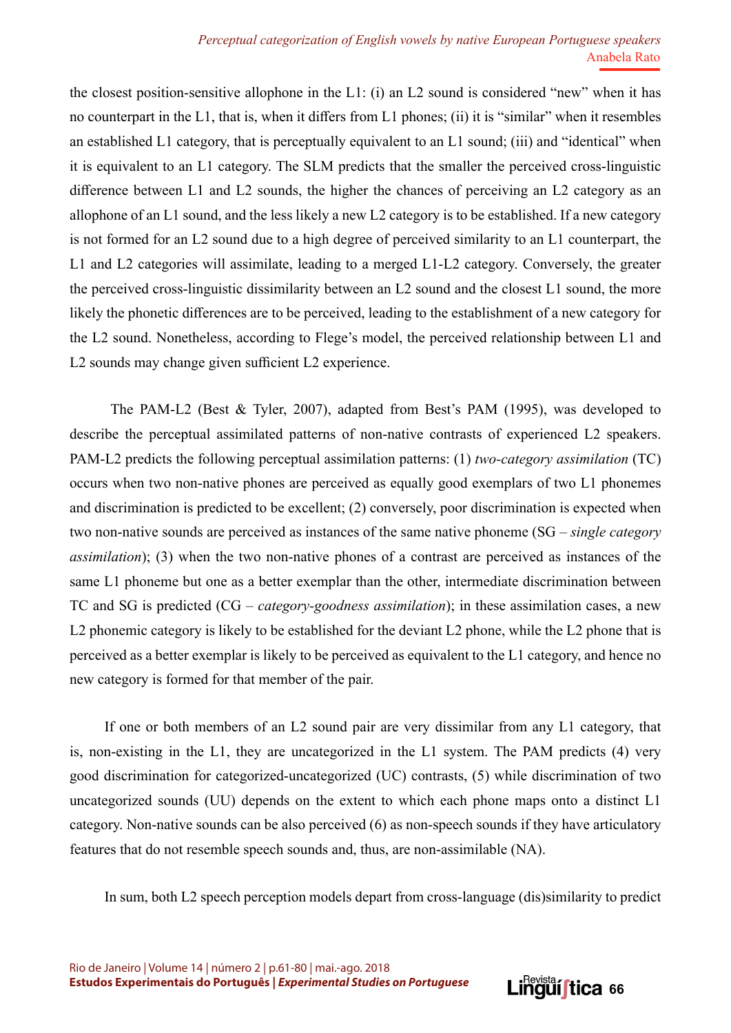the closest position-sensitive allophone in the L1: (i) an L2 sound is considered "new" when it has no counterpart in the L1, that is, when it differs from L1 phones; (ii) it is "similar" when it resembles an established L1 category, that is perceptually equivalent to an L1 sound; (iii) and "identical" when it is equivalent to an L1 category. The SLM predicts that the smaller the perceived cross-linguistic difference between L1 and L2 sounds, the higher the chances of perceiving an L2 category as an allophone of an L1 sound, and the less likely a new L2 category is to be established. If a new category is not formed for an L2 sound due to a high degree of perceived similarity to an L1 counterpart, the L1 and L2 categories will assimilate, leading to a merged L1-L2 category. Conversely, the greater the perceived cross-linguistic dissimilarity between an L2 sound and the closest L1 sound, the more likely the phonetic differences are to be perceived, leading to the establishment of a new category for the L2 sound. Nonetheless, according to Flege's model, the perceived relationship between L1 and L2 sounds may change given sufficient L2 experience.

The PAM-L2 (Best & Tyler, 2007), adapted from Best's PAM (1995), was developed to describe the perceptual assimilated patterns of non-native contrasts of experienced L2 speakers. PAM-L2 predicts the following perceptual assimilation patterns: (1) *two-category assimilation* (TC) occurs when two non-native phones are perceived as equally good exemplars of two L1 phonemes and discrimination is predicted to be excellent; (2) conversely, poor discrimination is expected when two non-native sounds are perceived as instances of the same native phoneme (SG – *single category assimilation*); (3) when the two non-native phones of a contrast are perceived as instances of the same L1 phoneme but one as a better exemplar than the other, intermediate discrimination between TC and SG is predicted (CG – *category-goodness assimilation*); in these assimilation cases, a new L2 phonemic category is likely to be established for the deviant L2 phone, while the L2 phone that is perceived as a better exemplar is likely to be perceived as equivalent to the L1 category, and hence no new category is formed for that member of the pair.

If one or both members of an L2 sound pair are very dissimilar from any L1 category, that is, non-existing in the L1, they are uncategorized in the L1 system. The PAM predicts (4) very good discrimination for categorized-uncategorized (UC) contrasts, (5) while discrimination of two uncategorized sounds (UU) depends on the extent to which each phone maps onto a distinct L1 category. Non-native sounds can be also perceived (6) as non-speech sounds if they have articulatory features that do not resemble speech sounds and, thus, are non-assimilable (NA).

In sum, both L2 speech perception models depart from cross-language (dis)similarity to predict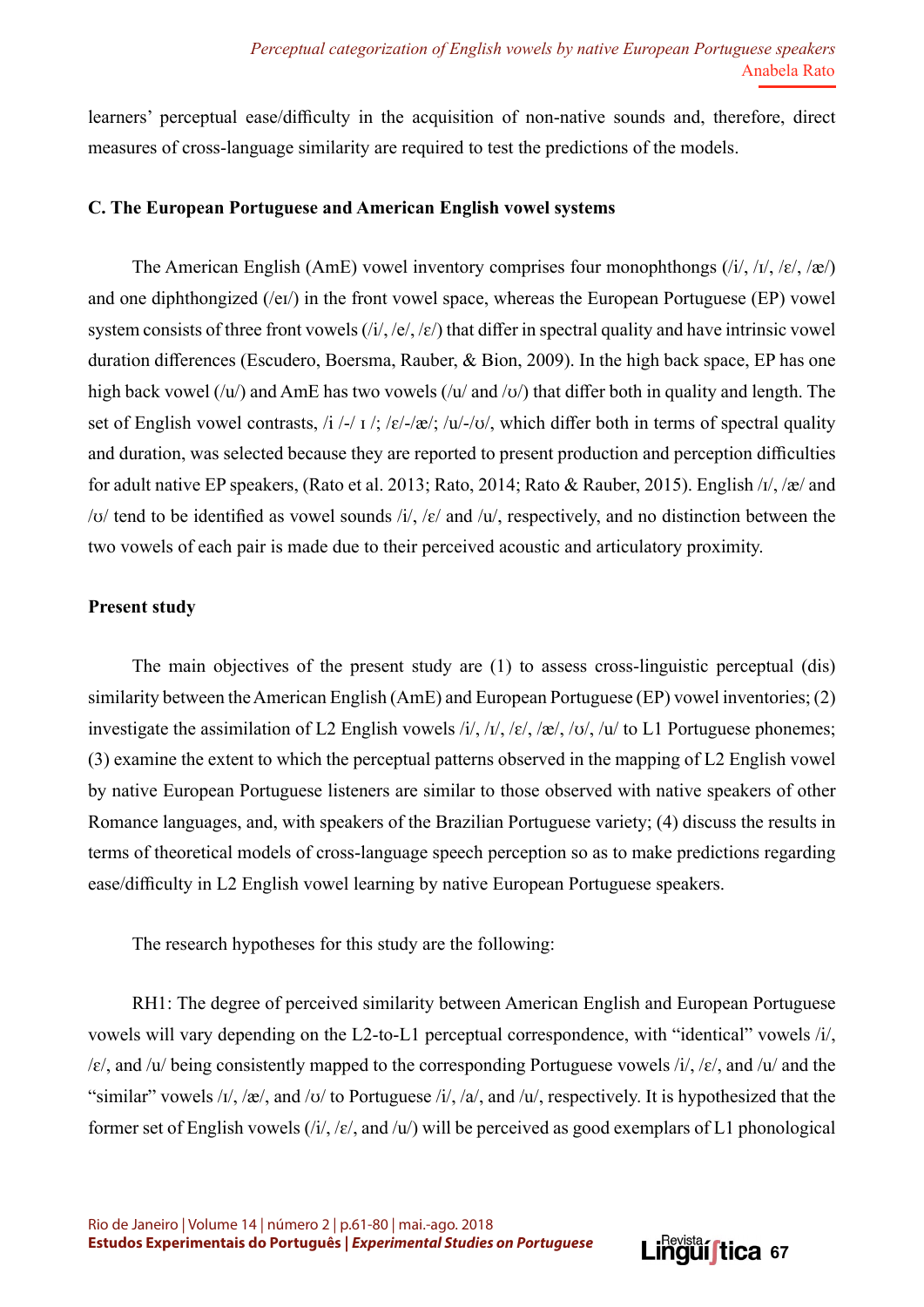learners' perceptual ease/difficulty in the acquisition of non-native sounds and, therefore, direct measures of cross-language similarity are required to test the predictions of the models.

### C. The European Portuguese and American English vowel systems

The American English (AmE) vowel inventory comprises four monophthongs (/i/, /ɪ/, /ɛ/, /æ/) and one diphthongized (/eɪ/) in the front vowel space, whereas the European Portuguese (EP) vowel system consists of three front vowels (/i/, /e/, /ɛ/) that differ in spectral quality and have intrinsic vowel duration differences (Escudero, Boersma, Rauber, & Bion, 2009). In the high back space, EP has one high back vowel (/u/) and AmE has two vowels (/u/ and /ʊ/) that differ both in quality and length. The set of English vowel contrasts, /i /-/ ɪ /; /ɛ/-/æ/; /u/-/ʊ/, which differ both in terms of spectral quality and duration, was selected because they are reported to present production and perception difficulties for adult native EP speakers, (Rato et al. 2013; Rato, 2014; Rato & Rauber, 2015). English /ɪ/, /æ/ and /ʊ/ tend to be identified as vowel sounds /i/, /ɛ/ and /u/, respectively, and no distinction between the two vowels of each pair is made due to their perceived acoustic and articulatory proximity.

### Present study

The main objectives of the present study are (1) to assess cross-linguistic perceptual (dis) similarity between the American English (AmE) and European Portuguese (EP) vowel inventories; (2) investigate the assimilation of L2 English vowels /i/, /ɪ/, /ɛ/, /æ/, /ʊ/, /u/ to L1 Portuguese phonemes; (3) examine the extent to which the perceptual patterns observed in the mapping of L2 English vowel by native European Portuguese listeners are similar to those observed with native speakers of other Romance languages, and, with speakers of the Brazilian Portuguese variety; (4) discuss the results in terms of theoretical models of cross-language speech perception so as to make predictions regarding ease/difficulty in L2 English vowel learning by native European Portuguese speakers.

The research hypotheses for this study are the following:

RH1: The degree of perceived similarity between American English and European Portuguese vowels will vary depending on the L2-to-L1 perceptual correspondence, with "identical" vowels /i/, /ɛ/, and /u/ being consistently mapped to the corresponding Portuguese vowels /i/, /ɛ/, and /u/ and the "similar" vowels /ɪ/, /æ/, and /ʊ/ to Portuguese /i/, /a/, and /u/, respectively. It is hypothesized that the former set of English vowels (/i/, /ɛ/, and /u/) will be perceived as good exemplars of L1 phonological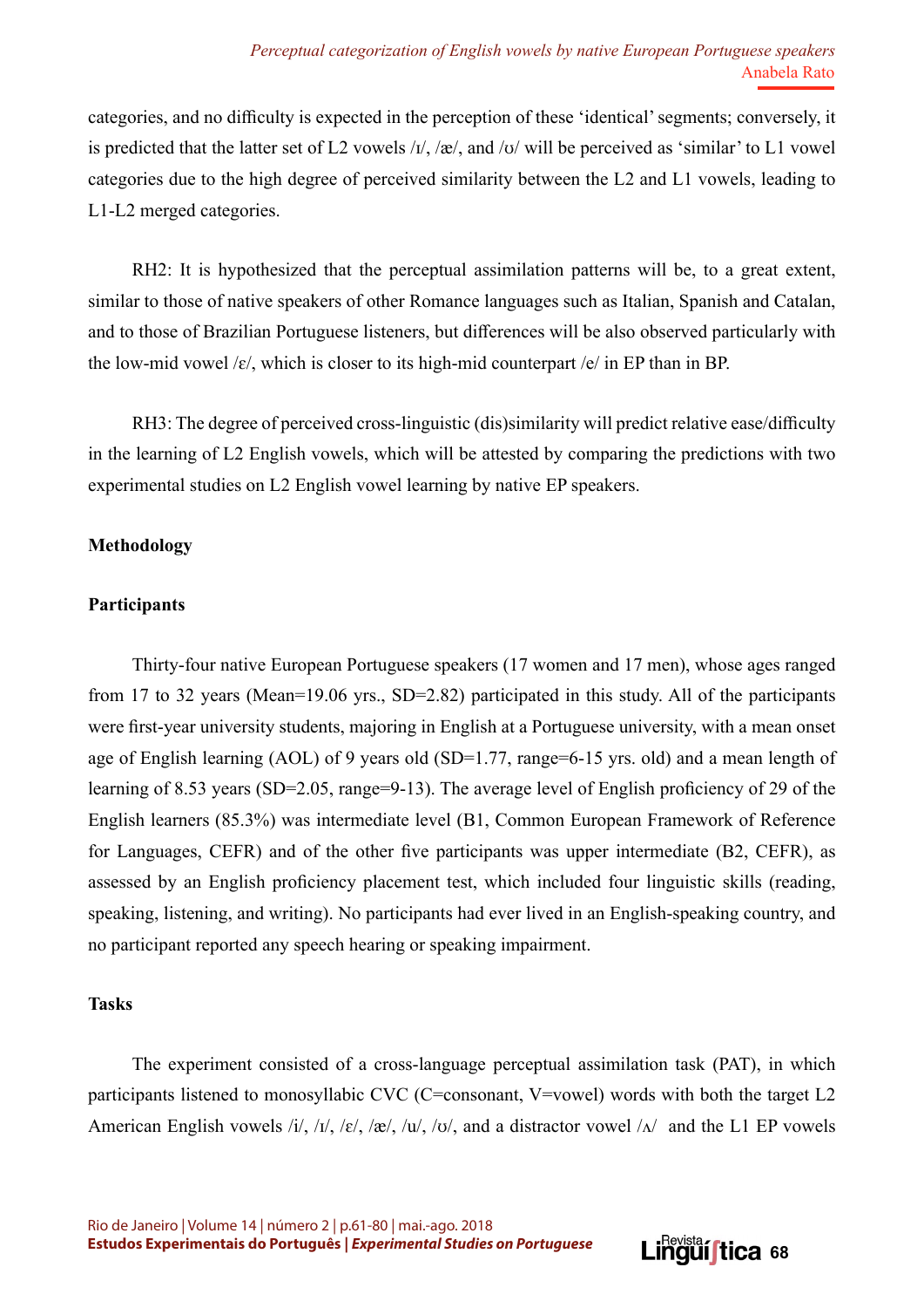categories, and no difficulty is expected in the perception of these 'identical' segments; conversely, it is predicted that the latter set of L2 vowels /ɪ/, /æ/, and /ʊ/ will be perceived as 'similar' to L1 vowel categories due to the high degree of perceived similarity between the L2 and L1 vowels, leading to L1-L2 merged categories.

RH2: It is hypothesized that the perceptual assimilation patterns will be, to a great extent, similar to those of native speakers of other Romance languages such as Italian, Spanish and Catalan, and to those of Brazilian Portuguese listeners, but differences will be also observed particularly with the low-mid vowel /ɛ/, which is closer to its high-mid counterpart /e/ in EP than in BP.

RH3: The degree of perceived cross-linguistic (dis)similarity will predict relative ease/difficulty in the learning of L2 English vowels, which will be attested by comparing the predictions with two experimental studies on L2 English vowel learning by native EP speakers.

## Methodology

### Participants

Thirty-four native European Portuguese speakers (17 women and 17 men), whose ages ranged from 17 to 32 years (Mean=19.06 yrs., SD=2.82) participated in this study. All of the participants were first-year university students, majoring in English at a Portuguese university, with a mean onset age of English learning (AOL) of 9 years old (SD=1.77, range=6-15 yrs. old) and a mean length of learning of 8.53 years (SD=2.05, range=9-13). The average level of English proficiency of 29 of the English learners (85.3%) was intermediate level (B1, Common European Framework of Reference for Languages, CEFR) and of the other five participants was upper intermediate (B2, CEFR), as assessed by an English proficiency placement test, which included four linguistic skills (reading, speaking, listening, and writing). No participants had ever lived in an English-speaking country, and no participant reported any speech hearing or speaking impairment.

### Tasks

The experiment consisted of a cross-language perceptual assimilation task (PAT), in which participants listened to monosyllabic CVC (C=consonant, V=vowel) words with both the target L2 American English vowels /i/, /ɪ/, /ɛ/, /æ/, /u/, /ʊ/, and a distractor vowel /ʌ/ and the L1 EP vowels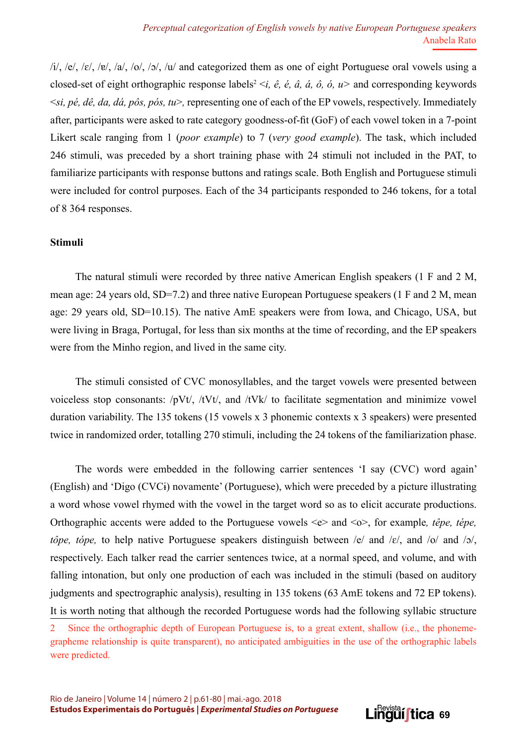/i/, /e/, /ɛ/, /ɐ/, /a/, /o/, /ɔ/, /u/ and categorized them as one of eight Portuguese oral vowels using a closed-set of eight orthographic response labels[2] <*i, ê, é, â, á, ô, ó, u*> and corresponding keywords <*si, pé, dê, da, dá, pôs, pós, tu*>, representing one of each of the EP vowels, respectively. Immediately after, participants were asked to rate category goodness-of-fit (GoF) of each vowel token in a 7-point Likert scale ranging from 1 (*poor example*) to 7 (*very good example*). The task, which included 246 stimuli, was preceded by a short training phase with 24 stimuli not included in the PAT, to familiarize participants with response buttons and ratings scale. Both English and Portuguese stimuli were included for control purposes. Each of the 34 participants responded to 246 tokens, for a total of 8 364 responses.

**Stimuli**

The natural stimuli were recorded by three native American English speakers (1 F and 2 M, mean age: 24 years old, SD=7.2) and three native European Portuguese speakers (1 F and 2 M, mean age: 29 years old, SD=10.15). The native AmE speakers were from Iowa, and Chicago, USA, but were living in Braga, Portugal, for less than six months at the time of recording, and the EP speakers were from the Minho region, and lived in the same city.

The stimuli consisted of CVC monosyllables, and the target vowels were presented between voiceless stop consonants: /pVt/, /tVt/, and /tVk/ to facilitate segmentation and minimize vowel duration variability. The 135 tokens (15 vowels x 3 phonemic contexts x 3 speakers) were presented twice in randomized order, totalling 270 stimuli, including the 24 tokens of the familiarization phase.

The words were embedded in the following carrier sentences 'I say (CVC) word again' (English) and 'Digo (CVCɨ) novamente' (Portuguese), which were preceded by a picture illustrating a word whose vowel rhymed with the vowel in the target word so as to elicit accurate productions. Orthographic accents were added to the Portuguese vowels <e> and <o>, for example*, têpe, tépe, tôpe, tópe,* to help native Portuguese speakers distinguish between /e/ and /ɛ/, and /o/ and /ɔ/, respectively. Each talker read the carrier sentences twice, at a normal speed, and volume, and with falling intonation, but only one production of each was included in the stimuli (based on auditory judgments and spectrographic analysis), resulting in 135 tokens (63 AmE tokens and 72 EP tokens). It is worth noting that although the recorded Portuguese words had the following syllabic structure

2 Since the orthographic depth of European Portuguese is, to a great extent, shallow (i.e., the phoneme-grapheme relationship is quite transparent), no anticipated ambiguities in the use of the orthographic labels were predicted.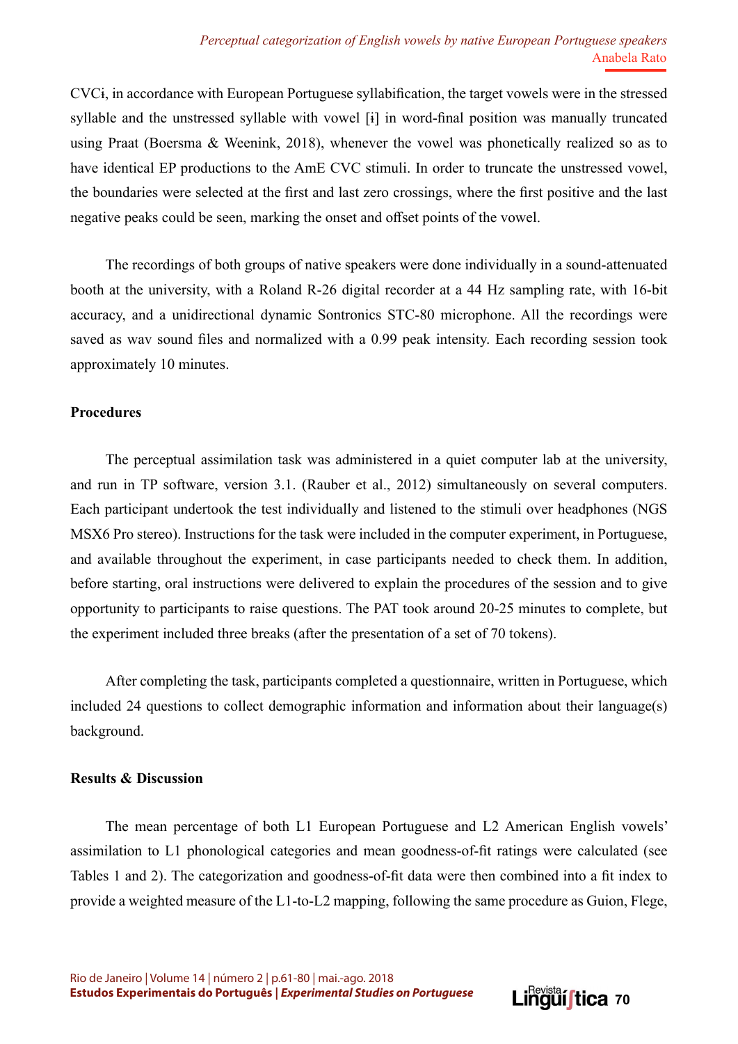CVCɨ, in accordance with European Portuguese syllabification, the target vowels were in the stressed syllable and the unstressed syllable with vowel [ɨ] in word-final position was manually truncated using Praat (Boersma & Weenink, 2018), whenever the vowel was phonetically realized so as to have identical EP productions to the AmE CVC stimuli. In order to truncate the unstressed vowel, the boundaries were selected at the first and last zero crossings, where the first positive and the last negative peaks could be seen, marking the onset and offset points of the vowel.

The recordings of both groups of native speakers were done individually in a sound-attenuated booth at the university, with a Roland R-26 digital recorder at a 44 Hz sampling rate, with 16-bit accuracy, and a unidirectional dynamic Sontronics STC-80 microphone. All the recordings were saved as wav sound files and normalized with a 0.99 peak intensity. Each recording session took approximately 10 minutes.

**Procedures**

The perceptual assimilation task was administered in a quiet computer lab at the university, and run in TP software, version 3.1. (Rauber et al., 2012) simultaneously on several computers. Each participant undertook the test individually and listened to the stimuli over headphones (NGS MSX6 Pro stereo). Instructions for the task were included in the computer experiment, in Portuguese, and available throughout the experiment, in case participants needed to check them. In addition, before starting, oral instructions were delivered to explain the procedures of the session and to give opportunity to participants to raise questions. The PAT took around 20-25 minutes to complete, but the experiment included three breaks (after the presentation of a set of 70 tokens).

After completing the task, participants completed a questionnaire, written in Portuguese, which included 24 questions to collect demographic information and information about their language(s) background.

**Results & Discussion**

The mean percentage of both L1 European Portuguese and L2 American English vowels' assimilation to L1 phonological categories and mean goodness-of-fit ratings were calculated (see Tables 1 and 2). The categorization and goodness-of-fit data were then combined into a fit index to provide a weighted measure of the L1-to-L2 mapping, following the same procedure as Guion, Flege,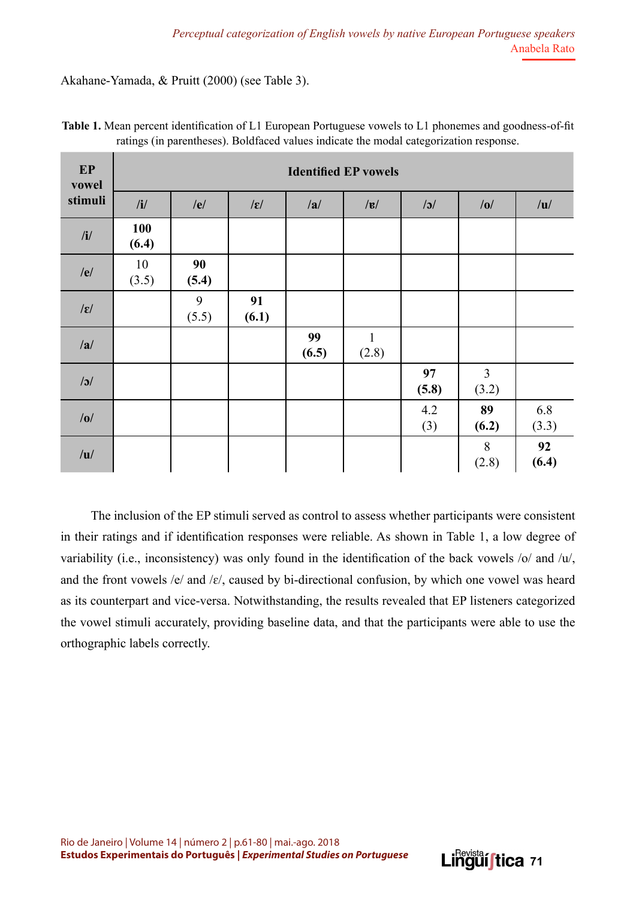Akahane-Yamada, & Pruitt (2000) (see Table 3).

**Table 1.** Mean percent identification of L1 European Portuguese vowels to L1 phonemes and goodness-of-fit ratings (in parentheses). Boldfaced values indicate the modal categorization response.

| EP vowel stimuli | Identified EP vowels | | | | | | | |
|---|---|---|---|---|---|---|---|---|
| | /i/ | /e/ | /ɛ/ | /a/ | /ɐ/ | /ɔ/ | /o/ | /u/ |
| /i/ | **100 (6.4)** | | | | | | | |
| /e/ | 10 (3.5) | **90 (5.4)** | | | | | | |
| /ɛ/ | | 9 (5.5) | **91 (6.1)** | | | | | |
| /a/ | | | | **99 (6.5)** | 1 (2.8) | | | |
| /ɔ/ | | | | | | **97 (5.8)** | 3 (3.2) | |
| /o/ | | | | | | 4.2 (3) | **89 (6.2)** | 6.8 (3.3) |
| /u/ | | | | | | | 8 (2.8) | **92 (6.4)** |

The inclusion of the EP stimuli served as control to assess whether participants were consistent in their ratings and if identification responses were reliable. As shown in Table 1, a low degree of variability (i.e., inconsistency) was only found in the identification of the back vowels /o/ and /u/, and the front vowels /e/ and /ɛ/, caused by bi-directional confusion, by which one vowel was heard as its counterpart and vice-versa. Notwithstanding, the results revealed that EP listeners categorized the vowel stimuli accurately, providing baseline data, and that the participants were able to use the orthographic labels correctly.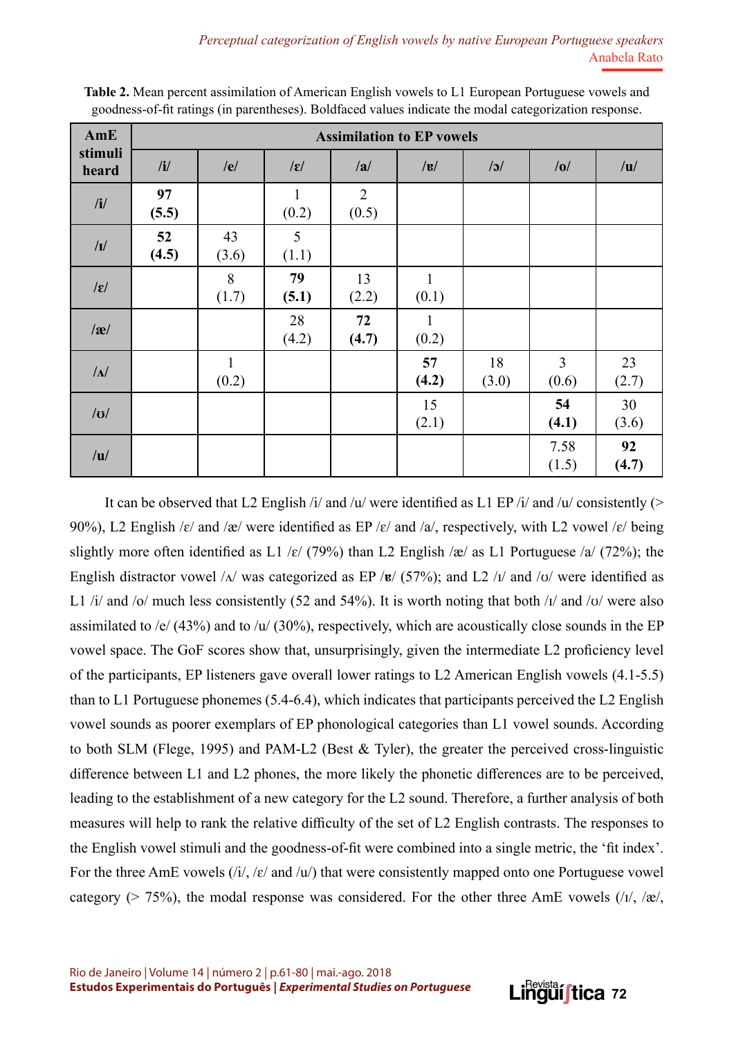**Table 2.** Mean percent assimilation of American English vowels to L1 European Portuguese vowels and goodness-of-fit ratings (in parentheses). Boldfaced values indicate the modal categorization response.

| AmE stimuli heard | Assimilation to EP vowels | | | | | | | |
|---|---|---|---|---|---|---|---|---|
| | /i/ | /e/ | /ɛ/ | /a/ | /ɐ/ | /ɔ/ | /o/ | /u/ |
| /i/ | **97 (5.5)** | | 1 (0.2) | 2 (0.5) | | | | |
| /ɪ/ | **52 (4.5)** | 43 (3.6) | 5 (1.1) | | | | | |
| /ɛ/ | | 8 (1.7) | **79 (5.1)** | 13 (2.2) | 1 (0.1) | | | |
| /æ/ | | | 28 (4.2) | **72 (4.7)** | 1 (0.2) | | | |
| /ʌ/ | | 1 (0.2) | | | **57 (4.2)** | 18 (3.0) | 3 (0.6) | 23 (2.7) |
| /ʊ/ | | | | | 15 (2.1) | | **54 (4.1)** | 30 (3.6) |
| /u/ | | | | | | | 7.58 (1.5) | **92 (4.7)** |

It can be observed that L2 English /i/ and /u/ were identified as L1 EP /i/ and /u/ consistently (> 90%), L2 English /ɛ/ and /æ/ were identified as EP /ɛ/ and /a/, respectively, with L2 vowel /ɛ/ being slightly more often identified as L1 /ɛ/ (79%) than L2 English /æ/ as L1 Portuguese /a/ (72%); the English distractor vowel /ʌ/ was categorized as EP /**ɐ**/ (57%); and L2 /ɪ/ and /ʊ/ were identified as L1 /i/ and /o/ much less consistently (52 and 54%). It is worth noting that both /ɪ/ and /ʊ/ were also assimilated to /e/ (43%) and to /u/ (30%), respectively, which are acoustically close sounds in the EP vowel space. The GoF scores show that, unsurprisingly, given the intermediate L2 proficiency level of the participants, EP listeners gave overall lower ratings to L2 American English vowels (4.1-5.5) than to L1 Portuguese phonemes (5.4-6.4), which indicates that participants perceived the L2 English vowel sounds as poorer exemplars of EP phonological categories than L1 vowel sounds. According to both SLM (Flege, 1995) and PAM-L2 (Best & Tyler), the greater the perceived cross-linguistic difference between L1 and L2 phones, the more likely the phonetic differences are to be perceived, leading to the establishment of a new category for the L2 sound. Therefore, a further analysis of both measures will help to rank the relative difficulty of the set of L2 English contrasts. The responses to the English vowel stimuli and the goodness-of-fit were combined into a single metric, the 'fit index'. For the three AmE vowels (/i/, /ɛ/ and /u/) that were consistently mapped onto one Portuguese vowel category (> 75%), the modal response was considered. For the other three AmE vowels (/ɪ/, /æ/,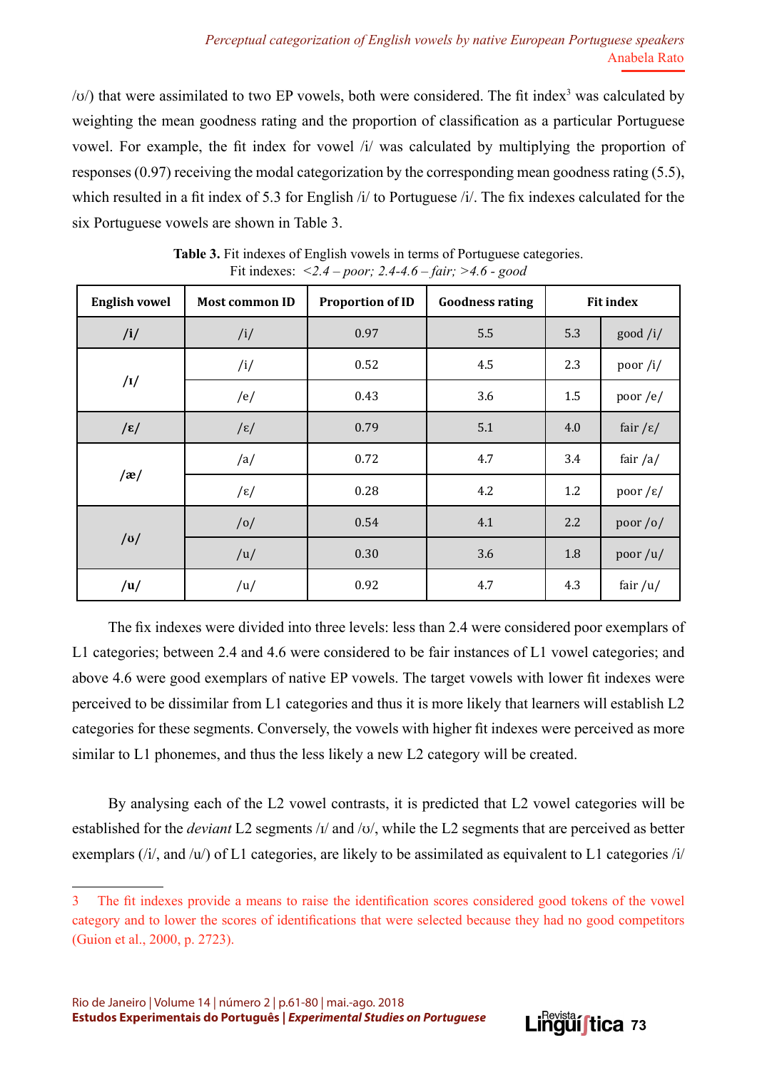/ʊ/) that were assimilated to two EP vowels, both were considered. The fit index[3] was calculated by weighting the mean goodness rating and the proportion of classification as a particular Portuguese vowel. For example, the fit index for vowel /i/ was calculated by multiplying the proportion of responses (0.97) receiving the modal categorization by the corresponding mean goodness rating (5.5), which resulted in a fit index of 5.3 for English /i/ to Portuguese /i/. The fix indexes calculated for the six Portuguese vowels are shown in Table 3.

**Table 3.** Fit indexes of English vowels in terms of Portuguese categories. Fit indexes: *<2.4 – poor; 2.4-4.6 – fair; >4.6 - good*

| English vowel | Most common ID | Proportion of ID | Goodness rating | Fit index | |
|---|---|---|---|---|---|
| /i/ | /i/ | 0.97 | 5.5 | 5.3 | good /i/ |
| /ɪ/ | /i/ | 0.52 | 4.5 | 2.3 | poor /i/ |
| | /e/ | 0.43 | 3.6 | 1.5 | poor /e/ |
| /ɛ/ | /ɛ/ | 0.79 | 5.1 | 4.0 | fair /ɛ/ |
| /æ/ | /a/ | 0.72 | 4.7 | 3.4 | fair /a/ |
| | /ɛ/ | 0.28 | 4.2 | 1.2 | poor /ɛ/ |
| /ʊ/ | /o/ | 0.54 | 4.1 | 2.2 | poor /o/ |
| | /u/ | 0.30 | 3.6 | 1.8 | poor /u/ |
| /u/ | /u/ | 0.92 | 4.7 | 4.3 | fair /u/ |

The fix indexes were divided into three levels: less than 2.4 were considered poor exemplars of L1 categories; between 2.4 and 4.6 were considered to be fair instances of L1 vowel categories; and above 4.6 were good exemplars of native EP vowels. The target vowels with lower fit indexes were perceived to be dissimilar from L1 categories and thus it is more likely that learners will establish L2 categories for these segments. Conversely, the vowels with higher fit indexes were perceived as more similar to L1 phonemes, and thus the less likely a new L2 category will be created.

By analysing each of the L2 vowel contrasts, it is predicted that L2 vowel categories will be established for the *deviant* L2 segments /ɪ/ and /ʊ/, while the L2 segments that are perceived as better exemplars (/i/, and /u/) of L1 categories, are likely to be assimilated as equivalent to L1 categories /i/

[3] The fit indexes provide a means to raise the identification scores considered good tokens of the vowel category and to lower the scores of identifications that were selected because they had no good competitors (Guion et al., 2000, p. 2723).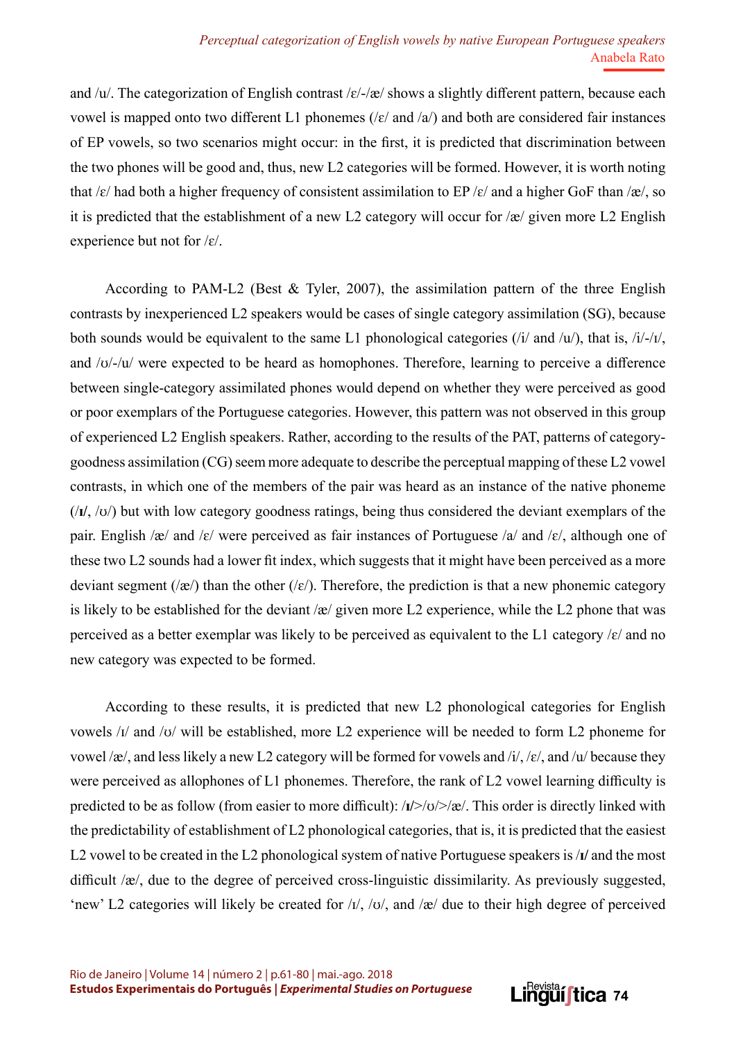and /u/. The categorization of English contrast /ɛ/-/æ/ shows a slightly different pattern, because each vowel is mapped onto two different L1 phonemes (/ɛ/ and /a/) and both are considered fair instances of EP vowels, so two scenarios might occur: in the first, it is predicted that discrimination between the two phones will be good and, thus, new L2 categories will be formed. However, it is worth noting that /ɛ/ had both a higher frequency of consistent assimilation to EP /ɛ/ and a higher GoF than /æ/, so it is predicted that the establishment of a new L2 category will occur for /æ/ given more L2 English experience but not for /ɛ/.

According to PAM-L2 (Best & Tyler, 2007), the assimilation pattern of the three English contrasts by inexperienced L2 speakers would be cases of single category assimilation (SG), because both sounds would be equivalent to the same L1 phonological categories (/i/ and /u/), that is, /i/-/ɪ/, and /ʊ/-/u/ were expected to be heard as homophones. Therefore, learning to perceive a difference between single-category assimilated phones would depend on whether they were perceived as good or poor exemplars of the Portuguese categories. However, this pattern was not observed in this group of experienced L2 English speakers. Rather, according to the results of the PAT, patterns of category-goodness assimilation (CG) seem more adequate to describe the perceptual mapping of these L2 vowel contrasts, in which one of the members of the pair was heard as an instance of the native phoneme (/**ɪ**/, /ʊ/) but with low category goodness ratings, being thus considered the deviant exemplars of the pair. English /æ/ and /ɛ/ were perceived as fair instances of Portuguese /a/ and /ɛ/, although one of these two L2 sounds had a lower fit index, which suggests that it might have been perceived as a more deviant segment (/æ/) than the other (/ɛ/). Therefore, the prediction is that a new phonemic category is likely to be established for the deviant /æ/ given more L2 experience, while the L2 phone that was perceived as a better exemplar was likely to be perceived as equivalent to the L1 category /ɛ/ and no new category was expected to be formed.

According to these results, it is predicted that new L2 phonological categories for English vowels /ɪ/ and /ʊ/ will be established, more L2 experience will be needed to form L2 phoneme for vowel /æ/, and less likely a new L2 category will be formed for vowels and /i/, /ɛ/, and /u/ because they were perceived as allophones of L1 phonemes. Therefore, the rank of L2 vowel learning difficulty is predicted to be as follow (from easier to more difficult): /**ɪ**/>/ʊ/>/æ/. This order is directly linked with the predictability of establishment of L2 phonological categories, that is, it is predicted that the easiest L2 vowel to be created in the L2 phonological system of native Portuguese speakers is /**ɪ**/ and the most difficult /æ/, due to the degree of perceived cross-linguistic dissimilarity. As previously suggested, 'new' L2 categories will likely be created for /ɪ/, /ʊ/, and /æ/ due to their high degree of perceived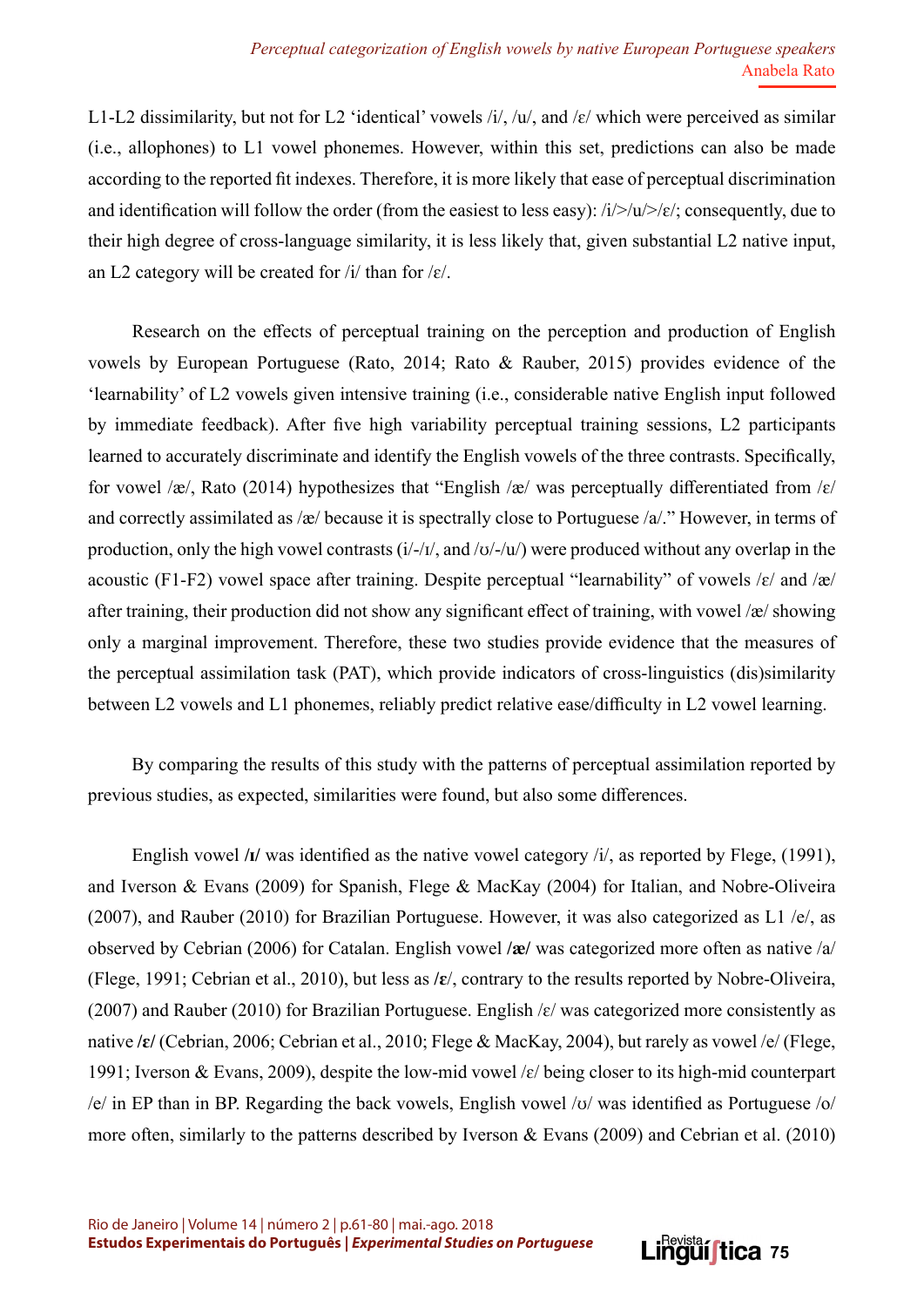L1-L2 dissimilarity, but not for L2 'identical' vowels /i/, /u/, and /ɛ/ which were perceived as similar (i.e., allophones) to L1 vowel phonemes. However, within this set, predictions can also be made according to the reported fit indexes. Therefore, it is more likely that ease of perceptual discrimination and identification will follow the order (from the easiest to less easy): /i/>/u/>/ɛ/; consequently, due to their high degree of cross-language similarity, it is less likely that, given substantial L2 native input, an L2 category will be created for /i/ than for /ɛ/.

Research on the effects of perceptual training on the perception and production of English vowels by European Portuguese (Rato, 2014; Rato & Rauber, 2015) provides evidence of the 'learnability' of L2 vowels given intensive training (i.e., considerable native English input followed by immediate feedback). After five high variability perceptual training sessions, L2 participants learned to accurately discriminate and identify the English vowels of the three contrasts. Specifically, for vowel /æ/, Rato (2014) hypothesizes that "English /æ/ was perceptually differentiated from /ɛ/ and correctly assimilated as /æ/ because it is spectrally close to Portuguese /a/." However, in terms of production, only the high vowel contrasts (i/-/ɪ/, and /ʊ/-/u/) were produced without any overlap in the acoustic (F1-F2) vowel space after training. Despite perceptual "learnability" of vowels /ɛ/ and /æ/ after training, their production did not show any significant effect of training, with vowel /æ/ showing only a marginal improvement. Therefore, these two studies provide evidence that the measures of the perceptual assimilation task (PAT), which provide indicators of cross-linguistics (dis)similarity between L2 vowels and L1 phonemes, reliably predict relative ease/difficulty in L2 vowel learning.

By comparing the results of this study with the patterns of perceptual assimilation reported by previous studies, as expected, similarities were found, but also some differences.

English vowel **/ɪ/** was identified as the native vowel category /i/, as reported by Flege, (1991), and Iverson & Evans (2009) for Spanish, Flege & MacKay (2004) for Italian, and Nobre-Oliveira (2007), and Rauber (2010) for Brazilian Portuguese. However, it was also categorized as L1 /e/, as observed by Cebrian (2006) for Catalan. English vowel **/æ/** was categorized more often as native /a/ (Flege, 1991; Cebrian et al., 2010), but less as **/ɛ/**, contrary to the results reported by Nobre-Oliveira, (2007) and Rauber (2010) for Brazilian Portuguese. English /ɛ/ was categorized more consistently as native **/ɛ/** (Cebrian, 2006; Cebrian et al., 2010; Flege & MacKay, 2004), but rarely as vowel /e/ (Flege, 1991; Iverson & Evans, 2009), despite the low-mid vowel /ɛ/ being closer to its high-mid counterpart /e/ in EP than in BP. Regarding the back vowels, English vowel /ʊ/ was identified as Portuguese /o/ more often, similarly to the patterns described by Iverson & Evans (2009) and Cebrian et al. (2010)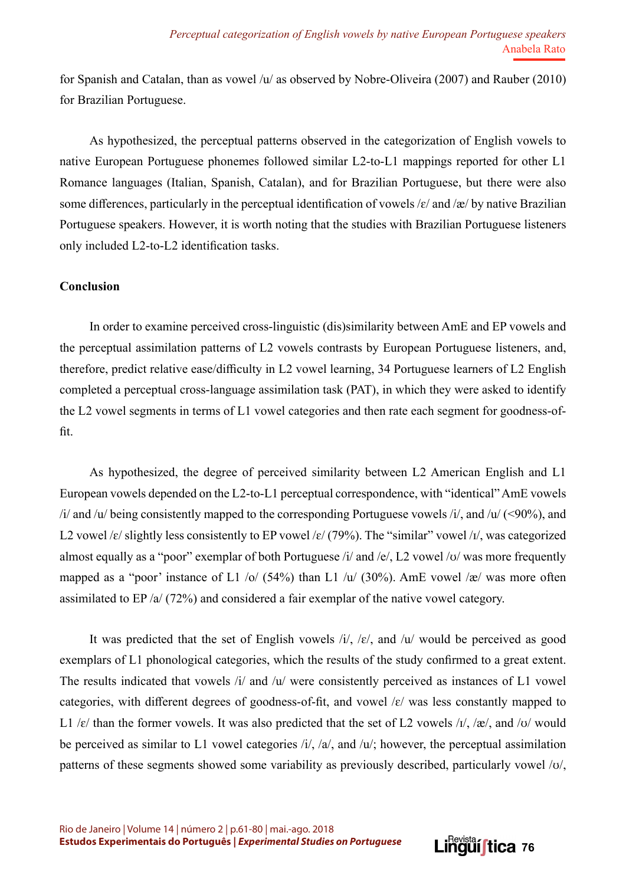for Spanish and Catalan, than as vowel /u/ as observed by Nobre-Oliveira (2007) and Rauber (2010) for Brazilian Portuguese.

As hypothesized, the perceptual patterns observed in the categorization of English vowels to native European Portuguese phonemes followed similar L2-to-L1 mappings reported for other L1 Romance languages (Italian, Spanish, Catalan), and for Brazilian Portuguese, but there were also some differences, particularly in the perceptual identification of vowels /ɛ/ and /æ/ by native Brazilian Portuguese speakers. However, it is worth noting that the studies with Brazilian Portuguese listeners only included L2-to-L2 identification tasks.

**Conclusion**

In order to examine perceived cross-linguistic (dis)similarity between AmE and EP vowels and the perceptual assimilation patterns of L2 vowels contrasts by European Portuguese listeners, and, therefore, predict relative ease/difficulty in L2 vowel learning, 34 Portuguese learners of L2 English completed a perceptual cross-language assimilation task (PAT), in which they were asked to identify the L2 vowel segments in terms of L1 vowel categories and then rate each segment for goodness-of-fit.

As hypothesized, the degree of perceived similarity between L2 American English and L1 European vowels depended on the L2-to-L1 perceptual correspondence, with "identical" AmE vowels /i/ and /u/ being consistently mapped to the corresponding Portuguese vowels /i/, and /u/ (<90%), and L2 vowel /ɛ/ slightly less consistently to EP vowel /ɛ/ (79%). The "similar" vowel /ɪ/, was categorized almost equally as a "poor" exemplar of both Portuguese /i/ and /e/, L2 vowel /ʊ/ was more frequently mapped as a "poor' instance of L1 /o/ (54%) than L1 /u/ (30%). AmE vowel /æ/ was more often assimilated to EP /a/ (72%) and considered a fair exemplar of the native vowel category.

It was predicted that the set of English vowels /i/, /ɛ/, and /u/ would be perceived as good exemplars of L1 phonological categories, which the results of the study confirmed to a great extent. The results indicated that vowels /i/ and /u/ were consistently perceived as instances of L1 vowel categories, with different degrees of goodness-of-fit, and vowel /ɛ/ was less constantly mapped to L1 /ɛ/ than the former vowels. It was also predicted that the set of L2 vowels /ɪ/, /æ/, and /ʊ/ would be perceived as similar to L1 vowel categories /i/, /a/, and /u/; however, the perceptual assimilation patterns of these segments showed some variability as previously described, particularly vowel /ʊ/,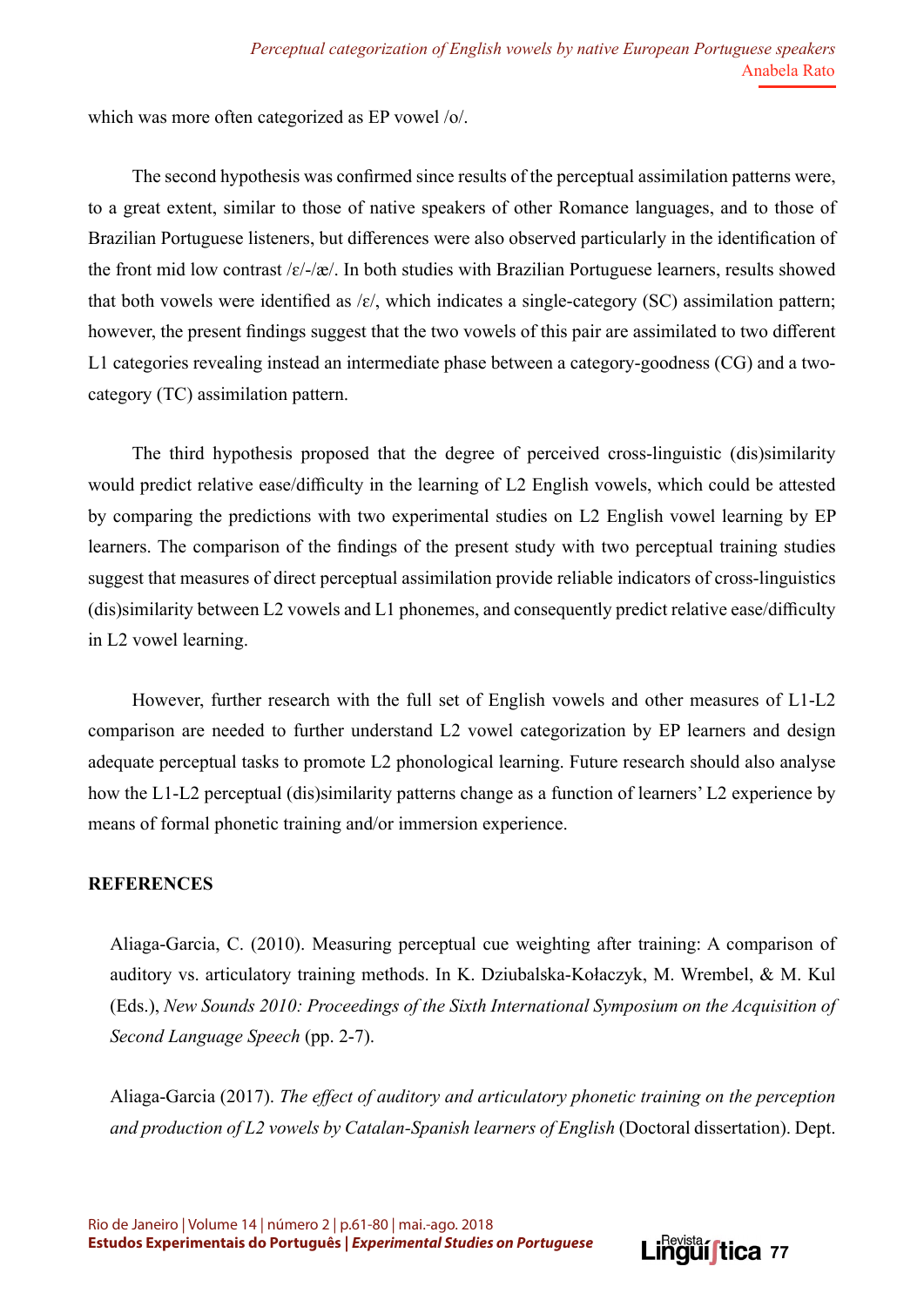which was more often categorized as EP vowel /o/.

The second hypothesis was confirmed since results of the perceptual assimilation patterns were, to a great extent, similar to those of native speakers of other Romance languages, and to those of Brazilian Portuguese listeners, but differences were also observed particularly in the identification of the front mid low contrast /ɛ/-/æ/. In both studies with Brazilian Portuguese learners, results showed that both vowels were identified as /ɛ/, which indicates a single-category (SC) assimilation pattern; however, the present findings suggest that the two vowels of this pair are assimilated to two different L1 categories revealing instead an intermediate phase between a category-goodness (CG) and a two-category (TC) assimilation pattern.

The third hypothesis proposed that the degree of perceived cross-linguistic (dis)similarity would predict relative ease/difficulty in the learning of L2 English vowels, which could be attested by comparing the predictions with two experimental studies on L2 English vowel learning by EP learners. The comparison of the findings of the present study with two perceptual training studies suggest that measures of direct perceptual assimilation provide reliable indicators of cross-linguistics (dis)similarity between L2 vowels and L1 phonemes, and consequently predict relative ease/difficulty in L2 vowel learning.

However, further research with the full set of English vowels and other measures of L1-L2 comparison are needed to further understand L2 vowel categorization by EP learners and design adequate perceptual tasks to promote L2 phonological learning. Future research should also analyse how the L1-L2 perceptual (dis)similarity patterns change as a function of learners' L2 experience by means of formal phonetic training and/or immersion experience.

## REFERENCES

Aliaga-Garcia, C. (2010). Measuring perceptual cue weighting after training: A comparison of auditory vs. articulatory training methods. In K. Dziubalska-Kołaczyk, M. Wrembel, & M. Kul (Eds.), *New Sounds 2010: Proceedings of the Sixth International Symposium on the Acquisition of Second Language Speech* (pp. 2-7).

Aliaga-Garcia (2017). *The effect of auditory and articulatory phonetic training on the perception and production of L2 vowels by Catalan-Spanish learners of English* (Doctoral dissertation). Dept.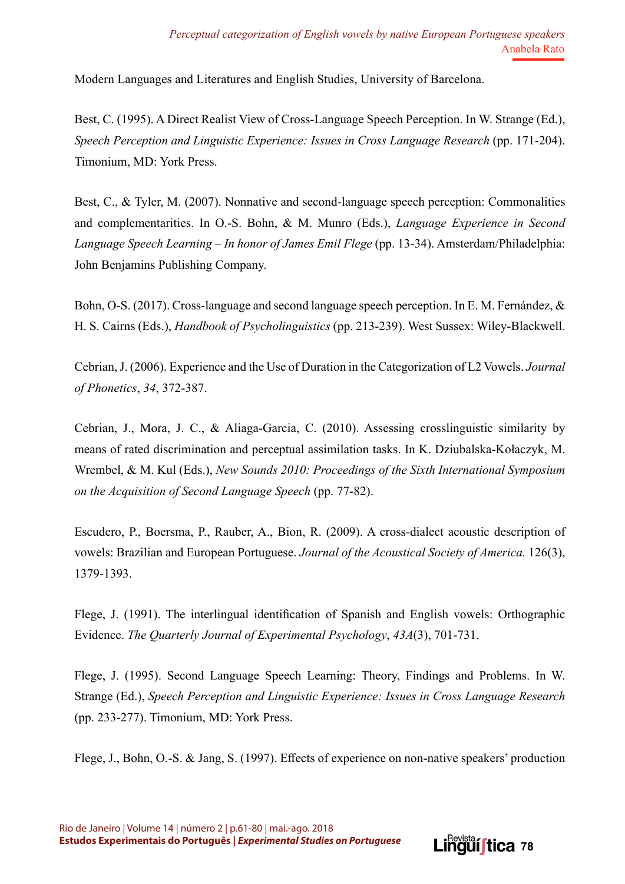Modern Languages and Literatures and English Studies, University of Barcelona.

Best, C. (1995). A Direct Realist View of Cross-Language Speech Perception. In W. Strange (Ed.), *Speech Perception and Linguistic Experience: Issues in Cross Language Research* (pp. 171-204). Timonium, MD: York Press.

Best, C., & Tyler, M. (2007). Nonnative and second-language speech perception: Commonalities and complementarities. In O.-S. Bohn, & M. Munro (Eds.), *Language Experience in Second Language Speech Learning – In honor of James Emil Flege* (pp. 13-34). Amsterdam/Philadelphia: John Benjamins Publishing Company.

Bohn, O-S. (2017). Cross-language and second language speech perception. In E. M. Fernández, & H. S. Cairns (Eds.), *Handbook of Psycholinguistics* (pp. 213-239). West Sussex: Wiley-Blackwell.

Cebrian, J. (2006). Experience and the Use of Duration in the Categorization of L2 Vowels. *Journal of Phonetics*, *34*, 372-387.

Cebrian, J., Mora, J. C., & Aliaga-Garcia, C. (2010). Assessing crosslinguistic similarity by means of rated discrimination and perceptual assimilation tasks. In K. Dziubalska-Kołaczyk, M. Wrembel, & M. Kul (Eds.), *New Sounds 2010: Proceedings of the Sixth International Symposium on the Acquisition of Second Language Speech* (pp. 77-82).

Escudero, P., Boersma, P., Rauber, A., Bion, R. (2009). A cross-dialect acoustic description of vowels: Brazilian and European Portuguese. *Journal of the Acoustical Society of America.* 126(3), 1379-1393.

Flege, J. (1991). The interlingual identification of Spanish and English vowels: Orthographic Evidence. *The Quarterly Journal of Experimental Psychology*, *43A*(3), 701-731.

Flege, J. (1995). Second Language Speech Learning: Theory, Findings and Problems. In W. Strange (Ed.), *Speech Perception and Linguistic Experience: Issues in Cross Language Research* (pp. 233-277). Timonium, MD: York Press.

Flege, J., Bohn, O.-S. & Jang, S. (1997). Effects of experience on non-native speakers' production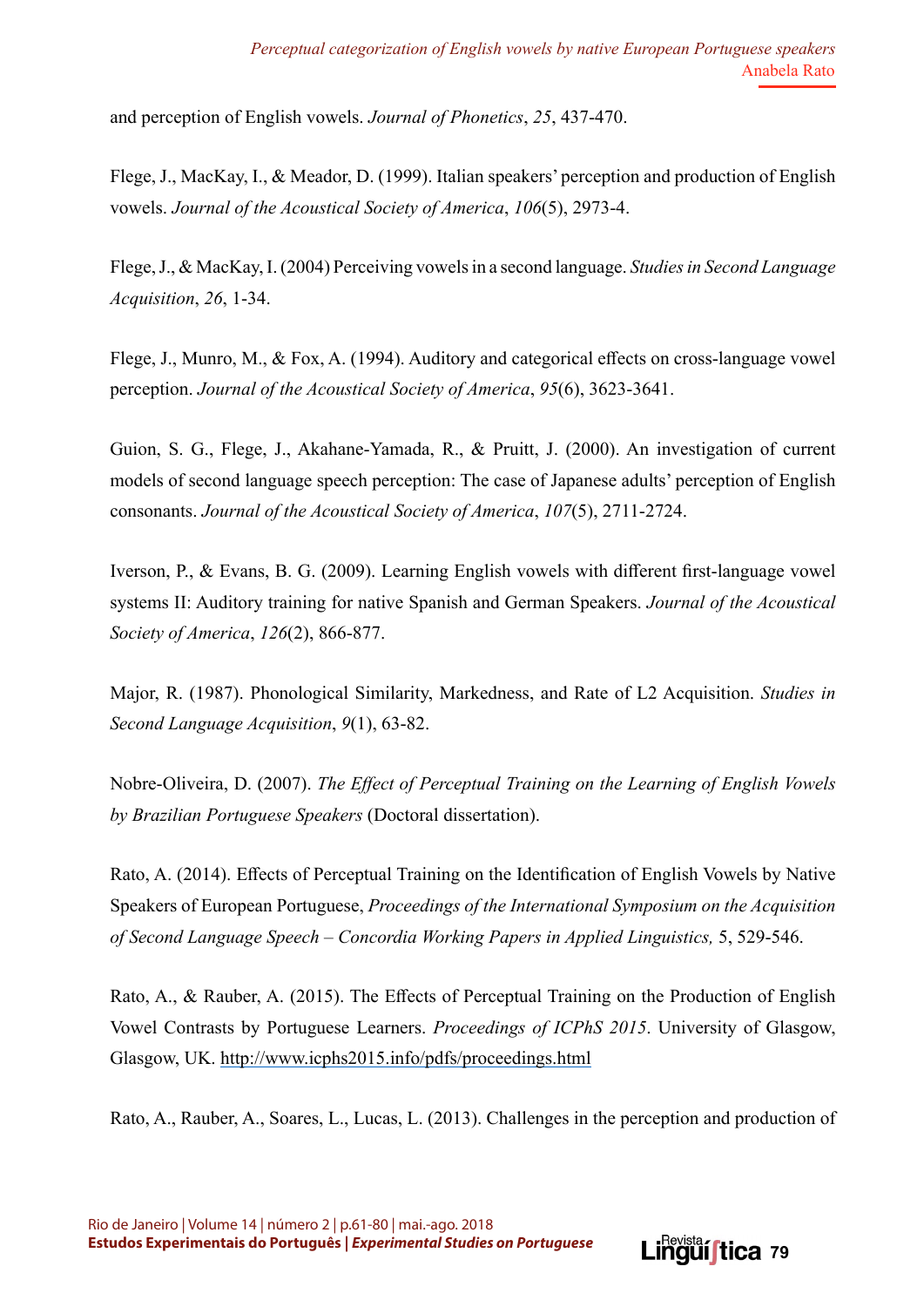and perception of English vowels. *Journal of Phonetics*, *25*, 437-470.

Flege, J., MacKay, I., & Meador, D. (1999). Italian speakers' perception and production of English vowels. *Journal of the Acoustical Society of America*, *106*(5), 2973-4.

Flege, J., & MacKay, I. (2004) Perceiving vowels in a second language. *Studies in Second Language Acquisition*, *26*, 1-34.

Flege, J., Munro, M., & Fox, A. (1994). Auditory and categorical effects on cross-language vowel perception. *Journal of the Acoustical Society of America*, *95*(6), 3623-3641.

Guion, S. G., Flege, J., Akahane-Yamada, R., & Pruitt, J. (2000). An investigation of current models of second language speech perception: The case of Japanese adults' perception of English consonants. *Journal of the Acoustical Society of America*, *107*(5), 2711-2724.

Iverson, P., & Evans, B. G. (2009). Learning English vowels with different first-language vowel systems II: Auditory training for native Spanish and German Speakers. *Journal of the Acoustical Society of America*, *126*(2), 866-877.

Major, R. (1987). Phonological Similarity, Markedness, and Rate of L2 Acquisition. *Studies in Second Language Acquisition*, *9*(1), 63-82.

Nobre-Oliveira, D. (2007). *The Effect of Perceptual Training on the Learning of English Vowels by Brazilian Portuguese Speakers* (Doctoral dissertation).

Rato, A. (2014). Effects of Perceptual Training on the Identification of English Vowels by Native Speakers of European Portuguese, *Proceedings of the International Symposium on the Acquisition of Second Language Speech – Concordia Working Papers in Applied Linguistics,* 5, 529-546.

Rato, A., & Rauber, A. (2015). The Effects of Perceptual Training on the Production of English Vowel Contrasts by Portuguese Learners. *Proceedings of ICPhS 2015*. University of Glasgow, Glasgow, UK. http://www.icphs2015.info/pdfs/proceedings.html

Rato, A., Rauber, A., Soares, L., Lucas, L. (2013). Challenges in the perception and production of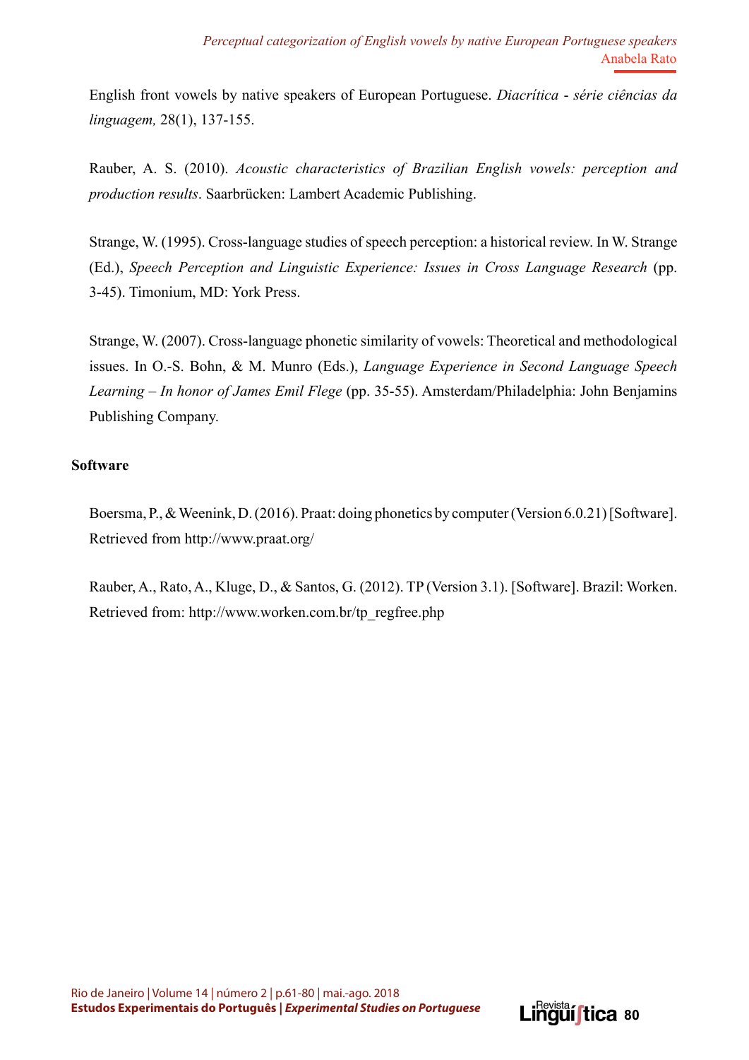English front vowels by native speakers of European Portuguese. *Diacrítica - série ciências da linguagem,* 28(1), 137-155.

Rauber, A. S. (2010). *Acoustic characteristics of Brazilian English vowels: perception and production results*. Saarbrücken: Lambert Academic Publishing.

Strange, W. (1995). Cross-language studies of speech perception: a historical review. In W. Strange (Ed.), *Speech Perception and Linguistic Experience: Issues in Cross Language Research* (pp. 3-45). Timonium, MD: York Press.

Strange, W. (2007). Cross-language phonetic similarity of vowels: Theoretical and methodological issues. In O.-S. Bohn, & M. Munro (Eds.), *Language Experience in Second Language Speech Learning – In honor of James Emil Flege* (pp. 35-55). Amsterdam/Philadelphia: John Benjamins Publishing Company.

**Software**

Boersma, P., & Weenink, D. (2016). Praat: doing phonetics by computer (Version 6.0.21) [Software]. Retrieved from http://www.praat.org/

Rauber, A., Rato, A., Kluge, D., & Santos, G. (2012). TP (Version 3.1). [Software]. Brazil: Worken. Retrieved from: http://www.worken.com.br/tp_regfree.php